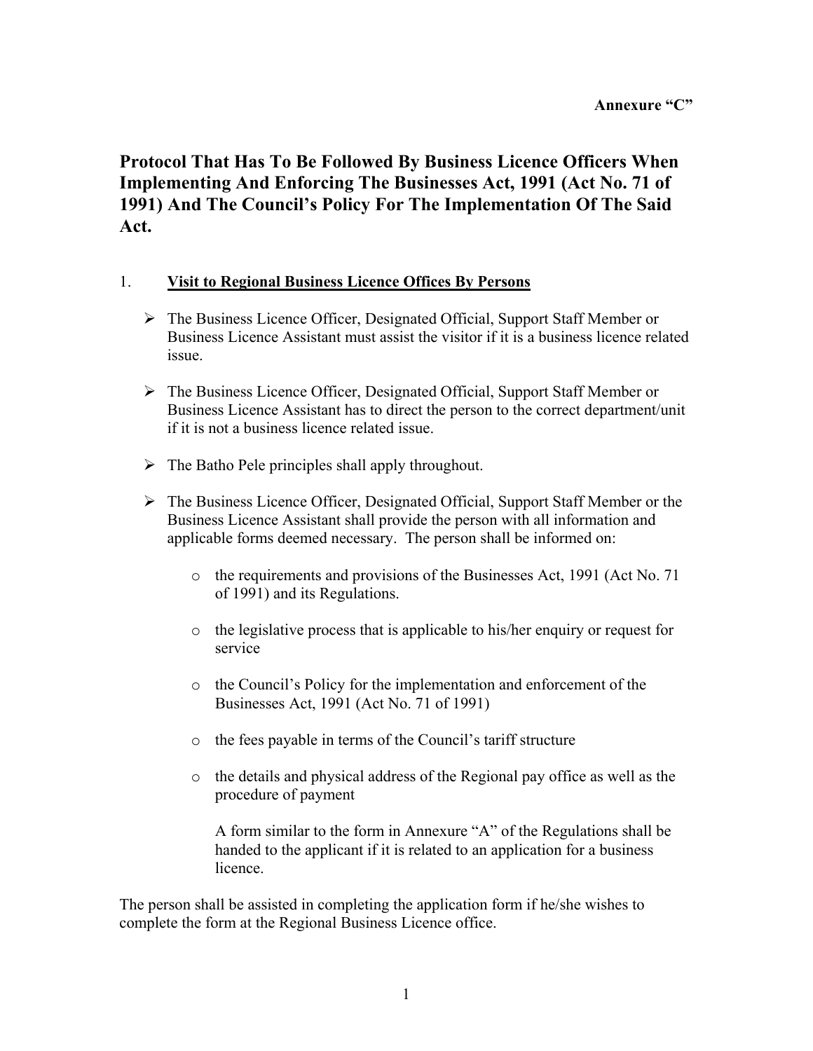**Annexure "C"**

# Protocol That Has To Be Followed By Business Licence Officers When Implementing And Enforcing The Businesses Act, 1991 (Act No. 71 of 1991) And The Council's Policy For The Implementation Of The Said Act.

## 1. <u>Visit to Regional Business Licence Offices By Persons</u>

- The Business Licence Officer, Designated Official, Support Staff Member or Business Licence Assistant must assist the visitor if it is a business licence related issue.
- The Business Licence Officer, Designated Official, Support Staff Member or Business Licence Assistant has to direct the person to the correct department/unit if it is not a business licence related issue.
- The Batho Pele principles shall apply throughout.
- The Business Licence Officer, Designated Official, Support Staff Member or the Business Licence Assistant shall provide the person with all information and applicable forms deemed necessary. The person shall be informed on:
  - the requirements and provisions of the Businesses Act, 1991 (Act No. 71 of 1991) and its Regulations.
  - the legislative process that is applicable to his/her enquiry or request for service
  - the Council's Policy for the implementation and enforcement of the Businesses Act, 1991 (Act No. 71 of 1991)
  - the fees payable in terms of the Council's tariff structure
  - the details and physical address of the Regional pay office as well as the procedure of payment

    A form similar to the form in Annexure "A" of the Regulations shall be handed to the applicant if it is related to an application for a business licence.

The person shall be assisted in completing the application form if he/she wishes to complete the form at the Regional Business Licence office.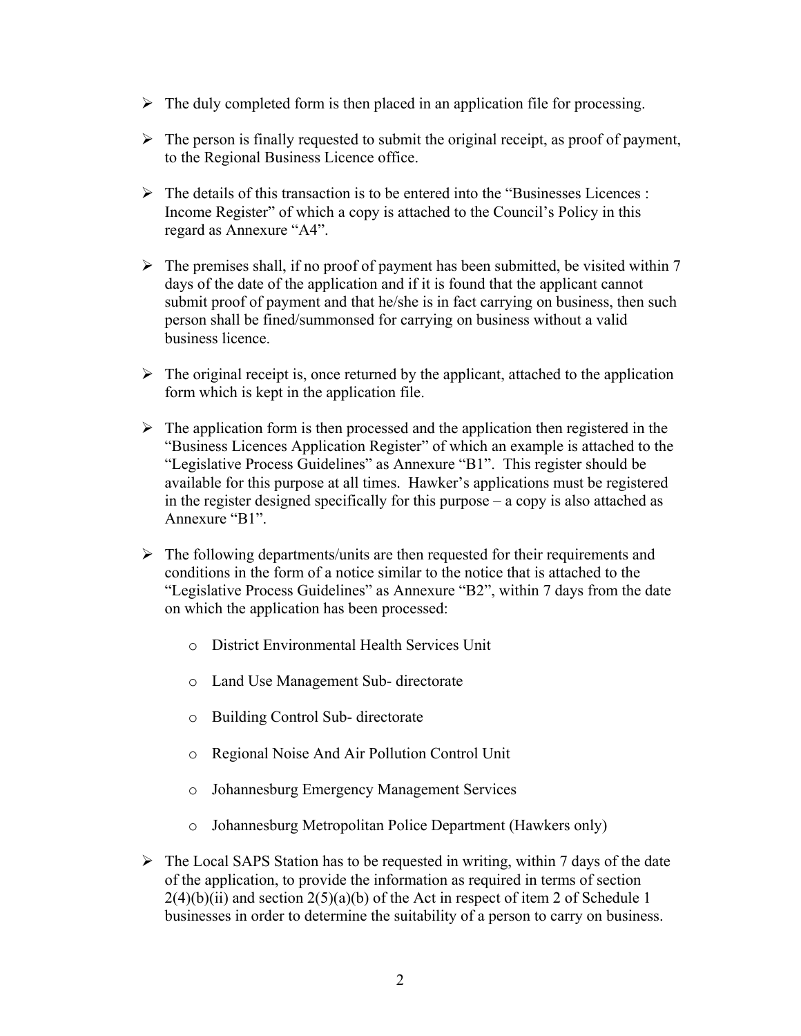- The duly completed form is then placed in an application file for processing.

- The person is finally requested to submit the original receipt, as proof of payment, to the Regional Business Licence office.

- The details of this transaction is to be entered into the "Businesses Licences : Income Register" of which a copy is attached to the Council's Policy in this regard as Annexure "A4".

- The premises shall, if no proof of payment has been submitted, be visited within 7 days of the date of the application and if it is found that the applicant cannot submit proof of payment and that he/she is in fact carrying on business, then such person shall be fined/summonsed for carrying on business without a valid business licence.

- The original receipt is, once returned by the applicant, attached to the application form which is kept in the application file.

- The application form is then processed and the application then registered in the "Business Licences Application Register" of which an example is attached to the "Legislative Process Guidelines" as Annexure "B1". This register should be available for this purpose at all times. Hawker's applications must be registered in the register designed specifically for this purpose – a copy is also attached as Annexure "B1".

- The following departments/units are then requested for their requirements and conditions in the form of a notice similar to the notice that is attached to the "Legislative Process Guidelines" as Annexure "B2", within 7 days from the date on which the application has been processed:

  - District Environmental Health Services Unit
  - Land Use Management Sub- directorate
  - Building Control Sub- directorate
  - Regional Noise And Air Pollution Control Unit
  - Johannesburg Emergency Management Services
  - Johannesburg Metropolitan Police Department (Hawkers only)

- The Local SAPS Station has to be requested in writing, within 7 days of the date of the application, to provide the information as required in terms of section 2(4)(b)(ii) and section 2(5)(a)(b) of the Act in respect of item 2 of Schedule 1 businesses in order to determine the suitability of a person to carry on business.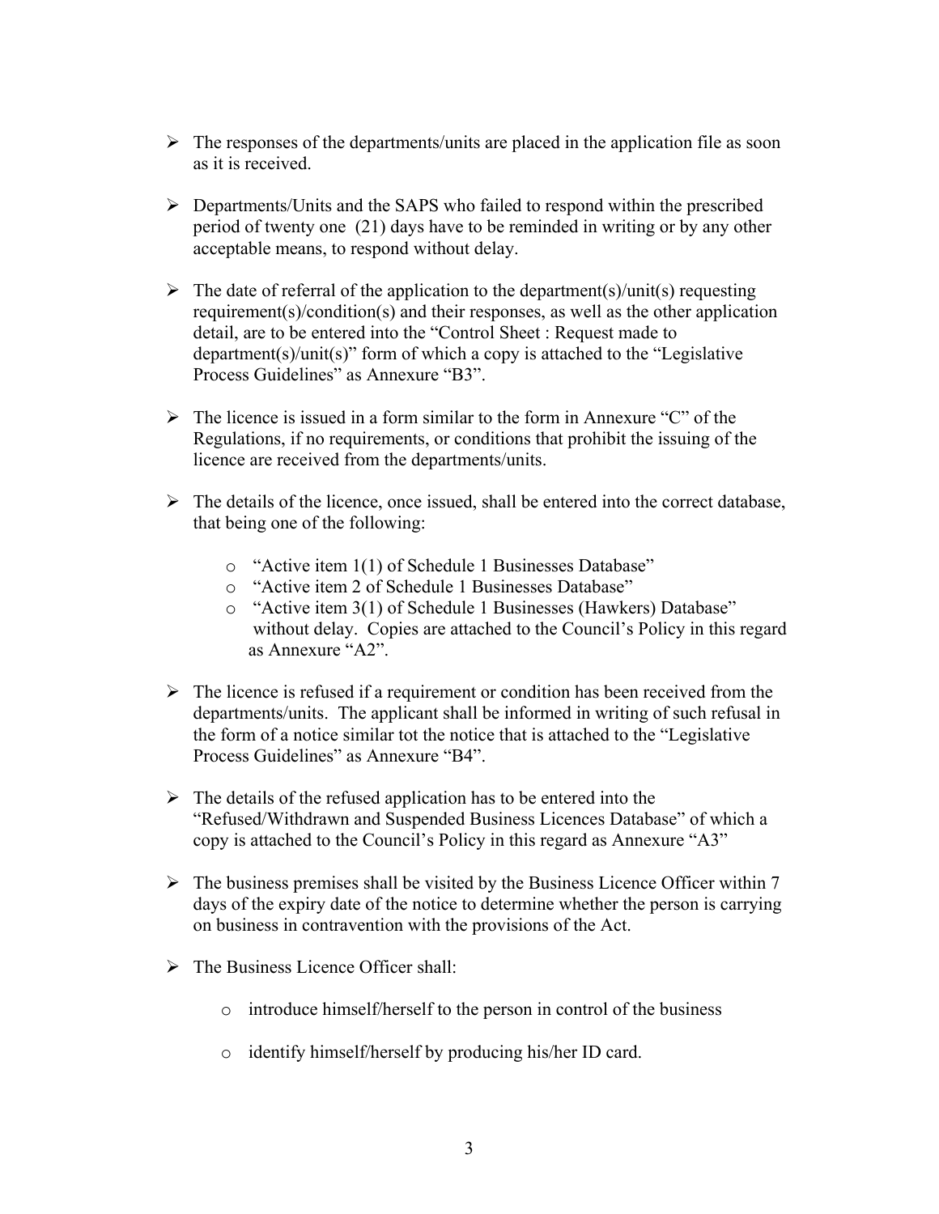- The responses of the departments/units are placed in the application file as soon as it is received.

- Departments/Units and the SAPS who failed to respond within the prescribed period of twenty one (21) days have to be reminded in writing or by any other acceptable means, to respond without delay.

- The date of referral of the application to the department(s)/unit(s) requesting requirement(s)/condition(s) and their responses, as well as the other application detail, are to be entered into the "Control Sheet : Request made to department(s)/unit(s)" form of which a copy is attached to the "Legislative Process Guidelines" as Annexure "B3".

- The licence is issued in a form similar to the form in Annexure "C" of the Regulations, if no requirements, or conditions that prohibit the issuing of the licence are received from the departments/units.

- The details of the licence, once issued, shall be entered into the correct database, that being one of the following:

  - "Active item 1(1) of Schedule 1 Businesses Database"
  - "Active item 2 of Schedule 1 Businesses Database"
  - "Active item 3(1) of Schedule 1 Businesses (Hawkers) Database" without delay. Copies are attached to the Council's Policy in this regard as Annexure "A2".

- The licence is refused if a requirement or condition has been received from the departments/units. The applicant shall be informed in writing of such refusal in the form of a notice similar tot the notice that is attached to the "Legislative Process Guidelines" as Annexure "B4".

- The details of the refused application has to be entered into the "Refused/Withdrawn and Suspended Business Licences Database" of which a copy is attached to the Council's Policy in this regard as Annexure "A3"

- The business premises shall be visited by the Business Licence Officer within 7 days of the expiry date of the notice to determine whether the person is carrying on business in contravention with the provisions of the Act.

- The Business Licence Officer shall:

  - introduce himself/herself to the person in control of the business

  - identify himself/herself by producing his/her ID card.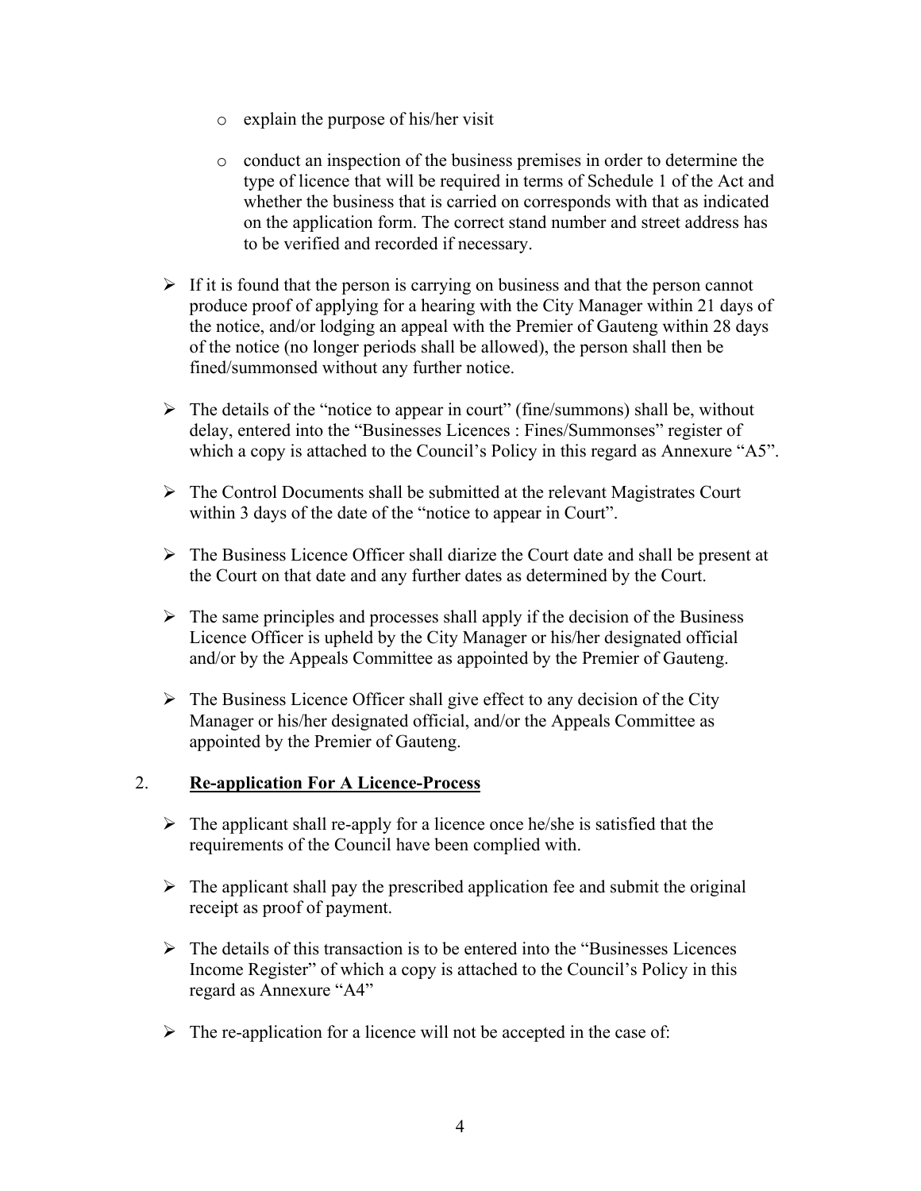- explain the purpose of his/her visit

  - conduct an inspection of the business premises in order to determine the type of licence that will be required in terms of Schedule 1 of the Act and whether the business that is carried on corresponds with that as indicated on the application form. The correct stand number and street address has to be verified and recorded if necessary.

- If it is found that the person is carrying on business and that the person cannot produce proof of applying for a hearing with the City Manager within 21 days of the notice, and/or lodging an appeal with the Premier of Gauteng within 28 days of the notice (no longer periods shall be allowed), the person shall then be fined/summonsed without any further notice.

- The details of the "notice to appear in court" (fine/summons) shall be, without delay, entered into the "Businesses Licences : Fines/Summonses" register of which a copy is attached to the Council's Policy in this regard as Annexure "A5".

- The Control Documents shall be submitted at the relevant Magistrates Court within 3 days of the date of the "notice to appear in Court".

- The Business Licence Officer shall diarize the Court date and shall be present at the Court on that date and any further dates as determined by the Court.

- The same principles and processes shall apply if the decision of the Business Licence Officer is upheld by the City Manager or his/her designated official and/or by the Appeals Committee as appointed by the Premier of Gauteng.

- The Business Licence Officer shall give effect to any decision of the City Manager or his/her designated official, and/or the Appeals Committee as appointed by the Premier of Gauteng.

## 2. **Re-application For A Licence-Process**

- The applicant shall re-apply for a licence once he/she is satisfied that the requirements of the Council have been complied with.

- The applicant shall pay the prescribed application fee and submit the original receipt as proof of payment.

- The details of this transaction is to be entered into the "Businesses Licences Income Register" of which a copy is attached to the Council's Policy in this regard as Annexure "A4"

- The re-application for a licence will not be accepted in the case of: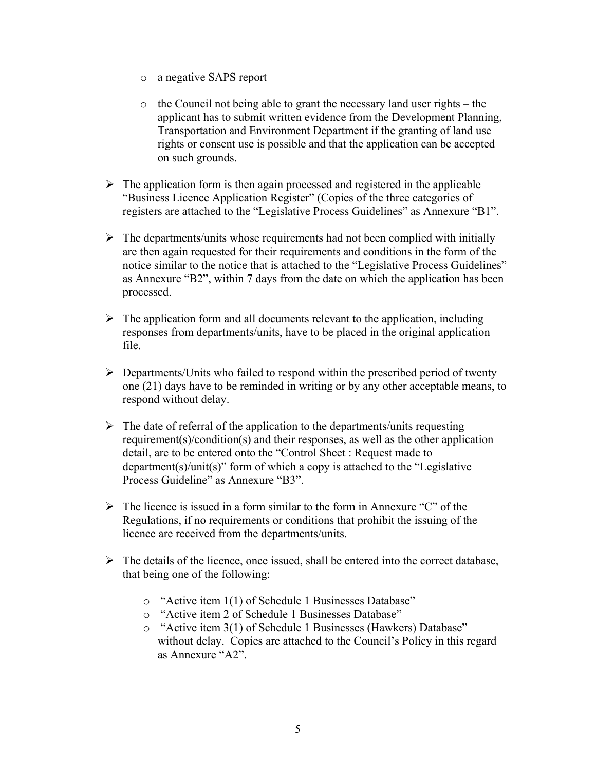- a negative SAPS report

  - the Council not being able to grant the necessary land user rights – the applicant has to submit written evidence from the Development Planning, Transportation and Environment Department if the granting of land use rights or consent use is possible and that the application can be accepted on such grounds.

- The application form is then again processed and registered in the applicable "Business Licence Application Register" (Copies of the three categories of registers are attached to the "Legislative Process Guidelines" as Annexure "B1".

- The departments/units whose requirements had not been complied with initially are then again requested for their requirements and conditions in the form of the notice similar to the notice that is attached to the "Legislative Process Guidelines" as Annexure "B2", within 7 days from the date on which the application has been processed.

- The application form and all documents relevant to the application, including responses from departments/units, have to be placed in the original application file.

- Departments/Units who failed to respond within the prescribed period of twenty one (21) days have to be reminded in writing or by any other acceptable means, to respond without delay.

- The date of referral of the application to the departments/units requesting requirement(s)/condition(s) and their responses, as well as the other application detail, are to be entered onto the "Control Sheet : Request made to department(s)/unit(s)" form of which a copy is attached to the "Legislative Process Guideline" as Annexure "B3".

- The licence is issued in a form similar to the form in Annexure "C" of the Regulations, if no requirements or conditions that prohibit the issuing of the licence are received from the departments/units.

- The details of the licence, once issued, shall be entered into the correct database, that being one of the following:

  - "Active item 1(1) of Schedule 1 Businesses Database"
  - "Active item 2 of Schedule 1 Businesses Database"
  - "Active item 3(1) of Schedule 1 Businesses (Hawkers) Database" without delay. Copies are attached to the Council's Policy in this regard as Annexure "A2".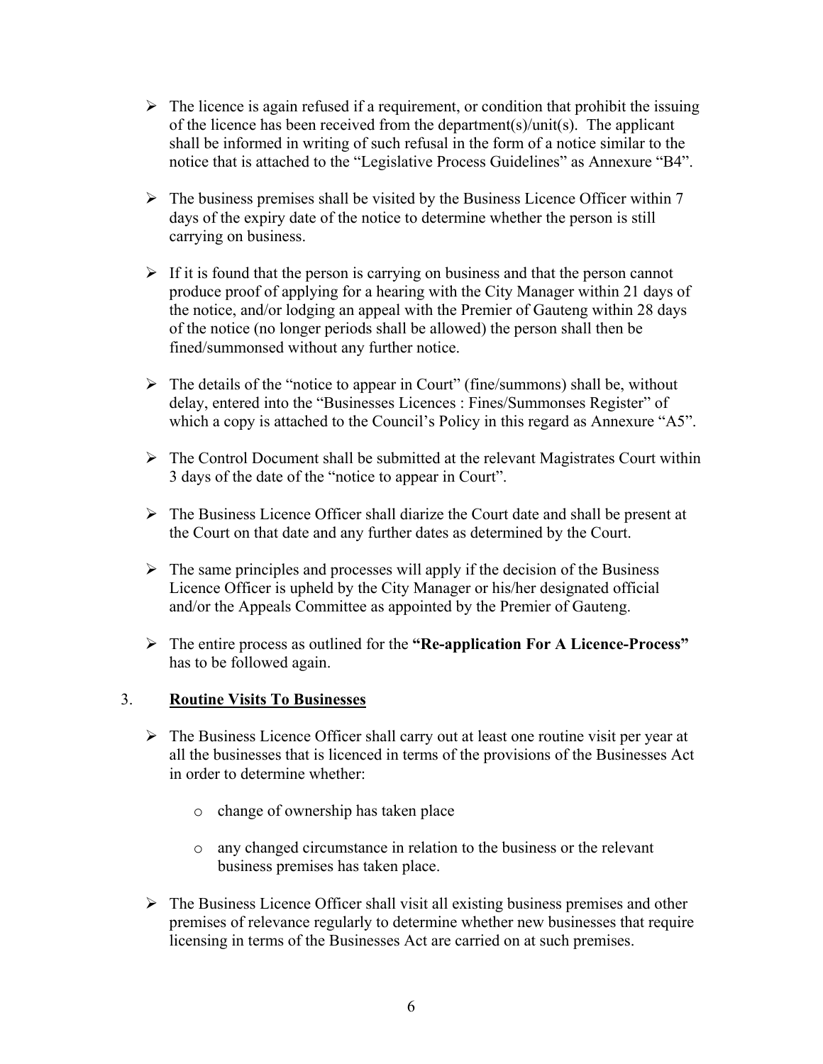- The licence is again refused if a requirement, or condition that prohibit the issuing of the licence has been received from the department(s)/unit(s). The applicant shall be informed in writing of such refusal in the form of a notice similar to the notice that is attached to the "Legislative Process Guidelines" as Annexure "B4".

- The business premises shall be visited by the Business Licence Officer within 7 days of the expiry date of the notice to determine whether the person is still carrying on business.

- If it is found that the person is carrying on business and that the person cannot produce proof of applying for a hearing with the City Manager within 21 days of the notice, and/or lodging an appeal with the Premier of Gauteng within 28 days of the notice (no longer periods shall be allowed) the person shall then be fined/summonsed without any further notice.

- The details of the "notice to appear in Court" (fine/summons) shall be, without delay, entered into the "Businesses Licences : Fines/Summonses Register" of which a copy is attached to the Council's Policy in this regard as Annexure "A5".

- The Control Document shall be submitted at the relevant Magistrates Court within 3 days of the date of the "notice to appear in Court".

- The Business Licence Officer shall diarize the Court date and shall be present at the Court on that date and any further dates as determined by the Court.

- The same principles and processes will apply if the decision of the Business Licence Officer is upheld by the City Manager or his/her designated official and/or the Appeals Committee as appointed by the Premier of Gauteng.

- The entire process as outlined for the **"Re-application For A Licence-Process"** has to be followed again.

## 3. Routine Visits To Businesses

- The Business Licence Officer shall carry out at least one routine visit per year at all the businesses that is licenced in terms of the provisions of the Businesses Act in order to determine whether:

  - change of ownership has taken place

  - any changed circumstance in relation to the business or the relevant business premises has taken place.

- The Business Licence Officer shall visit all existing business premises and other premises of relevance regularly to determine whether new businesses that require licensing in terms of the Businesses Act are carried on at such premises.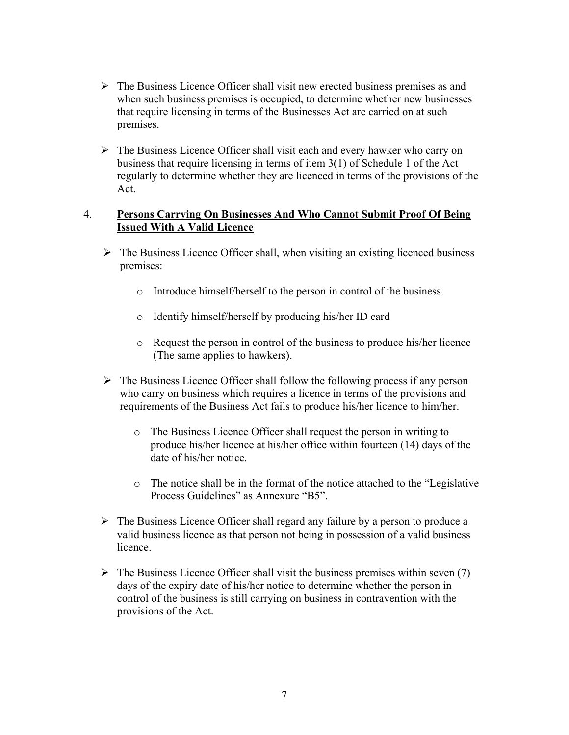- The Business Licence Officer shall visit new erected business premises as and when such business premises is occupied, to determine whether new businesses that require licensing in terms of the Businesses Act are carried on at such premises.

- The Business Licence Officer shall visit each and every hawker who carry on business that require licensing in terms of item 3(1) of Schedule 1 of the Act regularly to determine whether they are licenced in terms of the provisions of the Act.

4. **<u>Persons Carrying On Businesses And Who Cannot Submit Proof Of Being Issued With A Valid Licence</u>**

- The Business Licence Officer shall, when visiting an existing licenced business premises:

  - Introduce himself/herself to the person in control of the business.

  - Identify himself/herself by producing his/her ID card

  - Request the person in control of the business to produce his/her licence (The same applies to hawkers).

- The Business Licence Officer shall follow the following process if any person who carry on business which requires a licence in terms of the provisions and requirements of the Business Act fails to produce his/her licence to him/her.

  - The Business Licence Officer shall request the person in writing to produce his/her licence at his/her office within fourteen (14) days of the date of his/her notice.

  - The notice shall be in the format of the notice attached to the "Legislative Process Guidelines" as Annexure "B5".

- The Business Licence Officer shall regard any failure by a person to produce a valid business licence as that person not being in possession of a valid business licence.

- The Business Licence Officer shall visit the business premises within seven (7) days of the expiry date of his/her notice to determine whether the person in control of the business is still carrying on business in contravention with the provisions of the Act.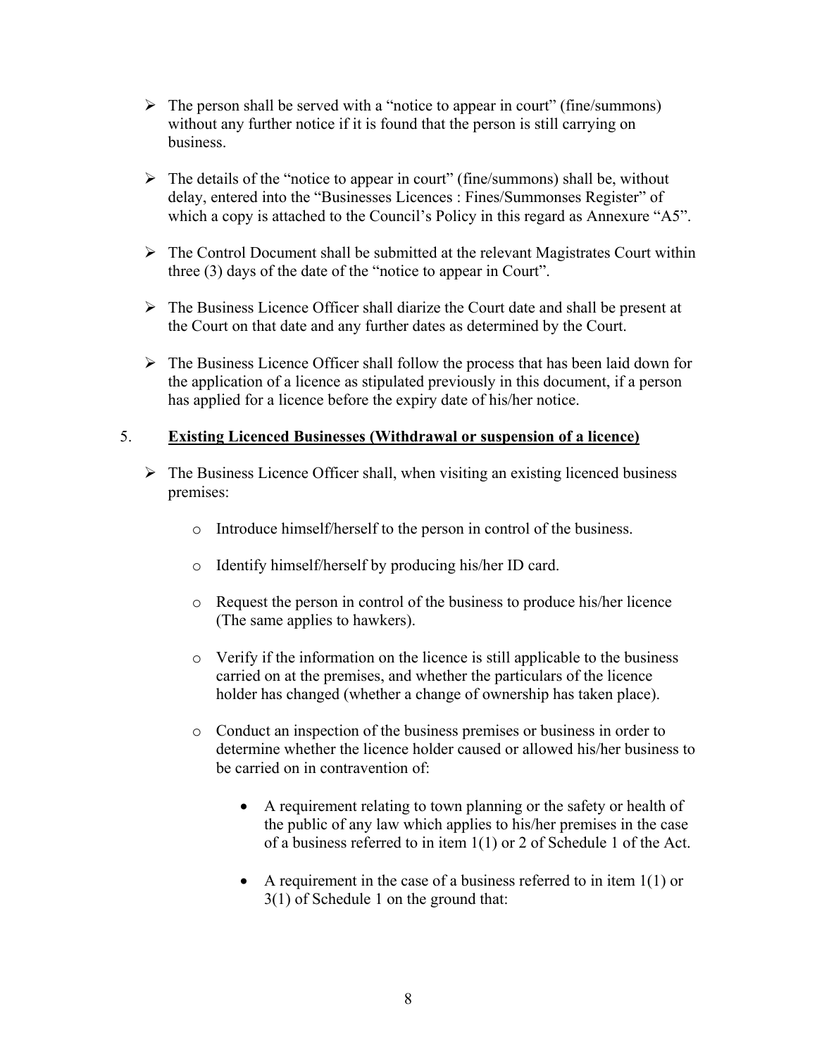- The person shall be served with a "notice to appear in court" (fine/summons) without any further notice if it is found that the person is still carrying on business.

- The details of the "notice to appear in court" (fine/summons) shall be, without delay, entered into the "Businesses Licences : Fines/Summonses Register" of which a copy is attached to the Council's Policy in this regard as Annexure "A5".

- The Control Document shall be submitted at the relevant Magistrates Court within three (3) days of the date of the "notice to appear in Court".

- The Business Licence Officer shall diarize the Court date and shall be present at the Court on that date and any further dates as determined by the Court.

- The Business Licence Officer shall follow the process that has been laid down for the application of a licence as stipulated previously in this document, if a person has applied for a licence before the expiry date of his/her notice.

5. **Existing Licenced Businesses (Withdrawal or suspension of a licence)**

- The Business Licence Officer shall, when visiting an existing licenced business premises:

  - Introduce himself/herself to the person in control of the business.

  - Identify himself/herself by producing his/her ID card.

  - Request the person in control of the business to produce his/her licence (The same applies to hawkers).

  - Verify if the information on the licence is still applicable to the business carried on at the premises, and whether the particulars of the licence holder has changed (whether a change of ownership has taken place).

  - Conduct an inspection of the business premises or business in order to determine whether the licence holder caused or allowed his/her business to be carried on in contravention of:

    - A requirement relating to town planning or the safety or health of the public of any law which applies to his/her premises in the case of a business referred to in item 1(1) or 2 of Schedule 1 of the Act.

    - A requirement in the case of a business referred to in item 1(1) or 3(1) of Schedule 1 on the ground that: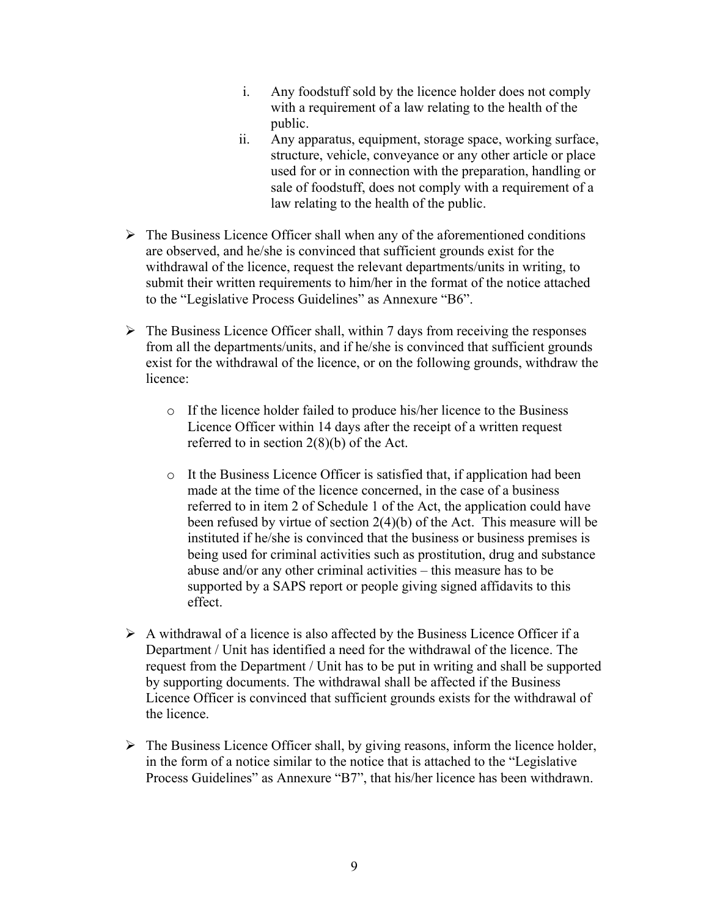i. Any foodstuff sold by the licence holder does not comply with a requirement of a law relating to the health of the public.
ii. Any apparatus, equipment, storage space, working surface, structure, vehicle, conveyance or any other article or place used for or in connection with the preparation, handling or sale of foodstuff, does not comply with a requirement of a law relating to the health of the public.

- The Business Licence Officer shall when any of the aforementioned conditions are observed, and he/she is convinced that sufficient grounds exist for the withdrawal of the licence, request the relevant departments/units in writing, to submit their written requirements to him/her in the format of the notice attached to the "Legislative Process Guidelines" as Annexure "B6".

- The Business Licence Officer shall, within 7 days from receiving the responses from all the departments/units, and if he/she is convinced that sufficient grounds exist for the withdrawal of the licence, or on the following grounds, withdraw the licence:

  - If the licence holder failed to produce his/her licence to the Business Licence Officer within 14 days after the receipt of a written request referred to in section 2(8)(b) of the Act.

  - It the Business Licence Officer is satisfied that, if application had been made at the time of the licence concerned, in the case of a business referred to in item 2 of Schedule 1 of the Act, the application could have been refused by virtue of section 2(4)(b) of the Act. This measure will be instituted if he/she is convinced that the business or business premises is being used for criminal activities such as prostitution, drug and substance abuse and/or any other criminal activities – this measure has to be supported by a SAPS report or people giving signed affidavits to this effect.

- A withdrawal of a licence is also affected by the Business Licence Officer if a Department / Unit has identified a need for the withdrawal of the licence. The request from the Department / Unit has to be put in writing and shall be supported by supporting documents. The withdrawal shall be affected if the Business Licence Officer is convinced that sufficient grounds exists for the withdrawal of the licence.

- The Business Licence Officer shall, by giving reasons, inform the licence holder, in the form of a notice similar to the notice that is attached to the "Legislative Process Guidelines" as Annexure "B7", that his/her licence has been withdrawn.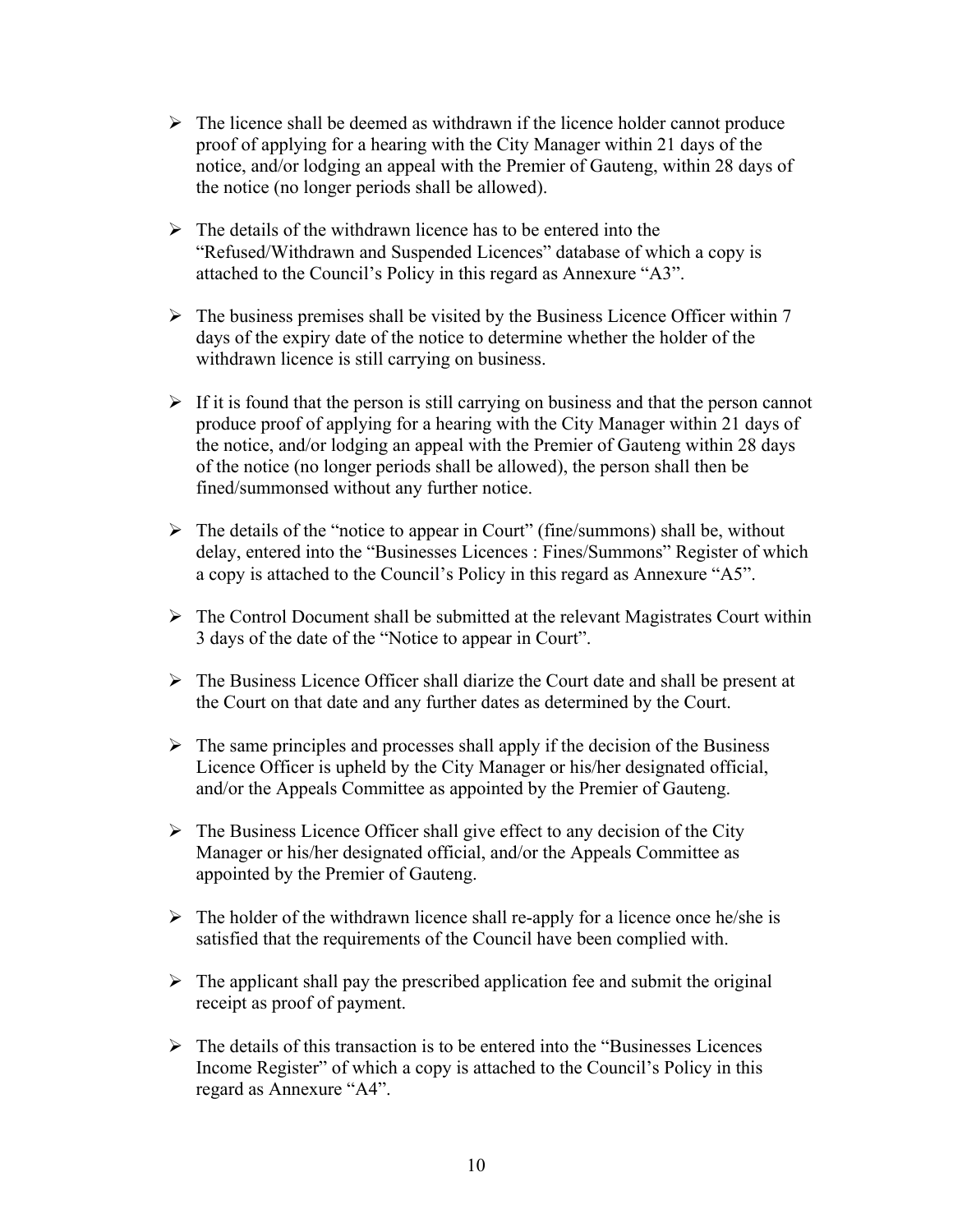- The licence shall be deemed as withdrawn if the licence holder cannot produce proof of applying for a hearing with the City Manager within 21 days of the notice, and/or lodging an appeal with the Premier of Gauteng, within 28 days of the notice (no longer periods shall be allowed).

- The details of the withdrawn licence has to be entered into the "Refused/Withdrawn and Suspended Licences" database of which a copy is attached to the Council's Policy in this regard as Annexure "A3".

- The business premises shall be visited by the Business Licence Officer within 7 days of the expiry date of the notice to determine whether the holder of the withdrawn licence is still carrying on business.

- If it is found that the person is still carrying on business and that the person cannot produce proof of applying for a hearing with the City Manager within 21 days of the notice, and/or lodging an appeal with the Premier of Gauteng within 28 days of the notice (no longer periods shall be allowed), the person shall then be fined/summonsed without any further notice.

- The details of the "notice to appear in Court" (fine/summons) shall be, without delay, entered into the "Businesses Licences : Fines/Summons" Register of which a copy is attached to the Council's Policy in this regard as Annexure "A5".

- The Control Document shall be submitted at the relevant Magistrates Court within 3 days of the date of the "Notice to appear in Court".

- The Business Licence Officer shall diarize the Court date and shall be present at the Court on that date and any further dates as determined by the Court.

- The same principles and processes shall apply if the decision of the Business Licence Officer is upheld by the City Manager or his/her designated official, and/or the Appeals Committee as appointed by the Premier of Gauteng.

- The Business Licence Officer shall give effect to any decision of the City Manager or his/her designated official, and/or the Appeals Committee as appointed by the Premier of Gauteng.

- The holder of the withdrawn licence shall re-apply for a licence once he/she is satisfied that the requirements of the Council have been complied with.

- The applicant shall pay the prescribed application fee and submit the original receipt as proof of payment.

- The details of this transaction is to be entered into the "Businesses Licences Income Register" of which a copy is attached to the Council's Policy in this regard as Annexure "A4".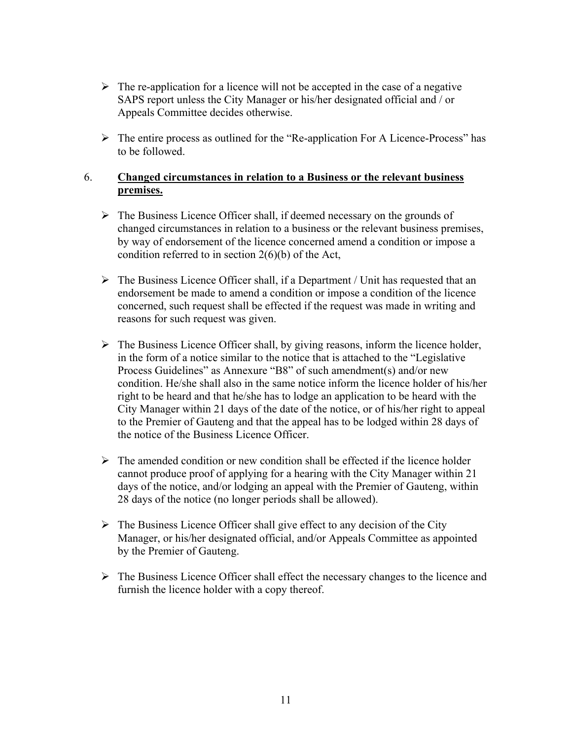- The re-application for a licence will not be accepted in the case of a negative SAPS report unless the City Manager or his/her designated official and / or Appeals Committee decides otherwise.

- The entire process as outlined for the "Re-application For A Licence-Process" has to be followed.

6. **<u>Changed circumstances in relation to a Business or the relevant business premises.</u>**

- The Business Licence Officer shall, if deemed necessary on the grounds of changed circumstances in relation to a business or the relevant business premises, by way of endorsement of the licence concerned amend a condition or impose a condition referred to in section 2(6)(b) of the Act,

- The Business Licence Officer shall, if a Department / Unit has requested that an endorsement be made to amend a condition or impose a condition of the licence concerned, such request shall be effected if the request was made in writing and reasons for such request was given.

- The Business Licence Officer shall, by giving reasons, inform the licence holder, in the form of a notice similar to the notice that is attached to the "Legislative Process Guidelines" as Annexure "B8" of such amendment(s) and/or new condition. He/she shall also in the same notice inform the licence holder of his/her right to be heard and that he/she has to lodge an application to be heard with the City Manager within 21 days of the date of the notice, or of his/her right to appeal to the Premier of Gauteng and that the appeal has to be lodged within 28 days of the notice of the Business Licence Officer.

- The amended condition or new condition shall be effected if the licence holder cannot produce proof of applying for a hearing with the City Manager within 21 days of the notice, and/or lodging an appeal with the Premier of Gauteng, within 28 days of the notice (no longer periods shall be allowed).

- The Business Licence Officer shall give effect to any decision of the City Manager, or his/her designated official, and/or Appeals Committee as appointed by the Premier of Gauteng.

- The Business Licence Officer shall effect the necessary changes to the licence and furnish the licence holder with a copy thereof.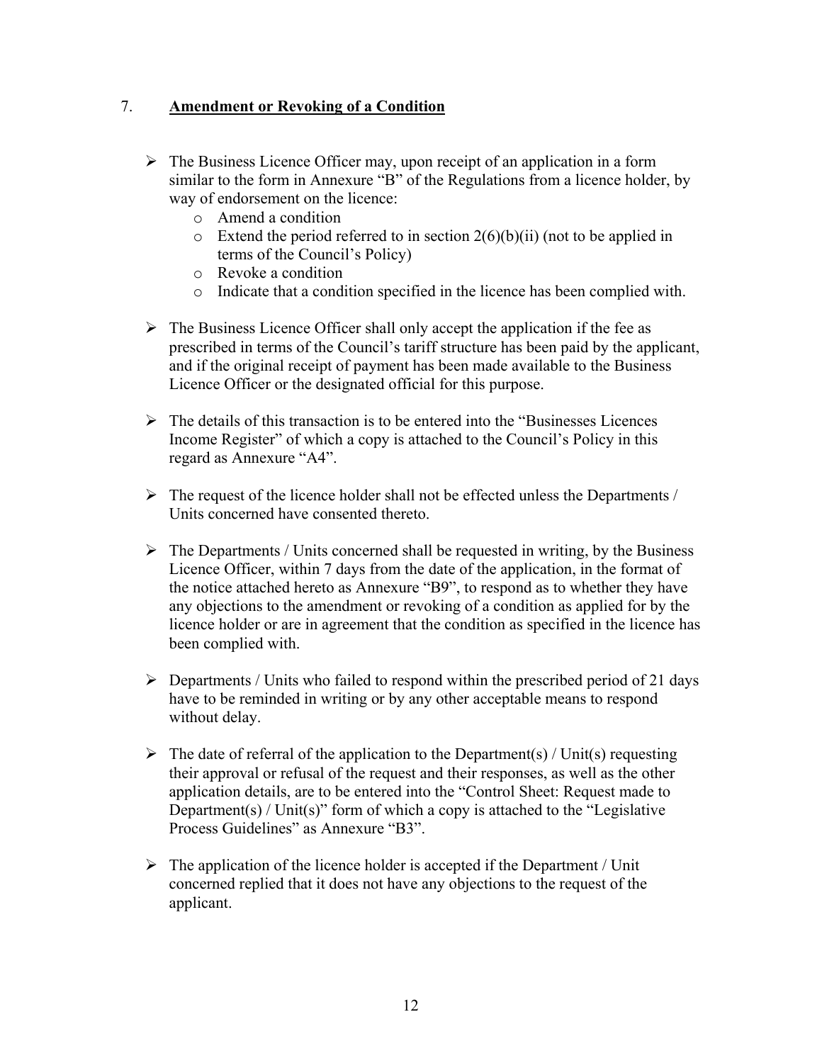## 7. **Amendment or Revoking of a Condition**

- The Business Licence Officer may, upon receipt of an application in a form similar to the form in Annexure "B" of the Regulations from a licence holder, by way of endorsement on the licence:
  - Amend a condition
  - Extend the period referred to in section 2(6)(b)(ii) (not to be applied in terms of the Council's Policy)
  - Revoke a condition
  - Indicate that a condition specified in the licence has been complied with.

- The Business Licence Officer shall only accept the application if the fee as prescribed in terms of the Council's tariff structure has been paid by the applicant, and if the original receipt of payment has been made available to the Business Licence Officer or the designated official for this purpose.

- The details of this transaction is to be entered into the "Businesses Licences Income Register" of which a copy is attached to the Council's Policy in this regard as Annexure "A4".

- The request of the licence holder shall not be effected unless the Departments / Units concerned have consented thereto.

- The Departments / Units concerned shall be requested in writing, by the Business Licence Officer, within 7 days from the date of the application, in the format of the notice attached hereto as Annexure "B9", to respond as to whether they have any objections to the amendment or revoking of a condition as applied for by the licence holder or are in agreement that the condition as specified in the licence has been complied with.

- Departments / Units who failed to respond within the prescribed period of 21 days have to be reminded in writing or by any other acceptable means to respond without delay.

- The date of referral of the application to the Department(s) / Unit(s) requesting their approval or refusal of the request and their responses, as well as the other application details, are to be entered into the "Control Sheet: Request made to Department(s) / Unit(s)" form of which a copy is attached to the "Legislative Process Guidelines" as Annexure "B3".

- The application of the licence holder is accepted if the Department / Unit concerned replied that it does not have any objections to the request of the applicant.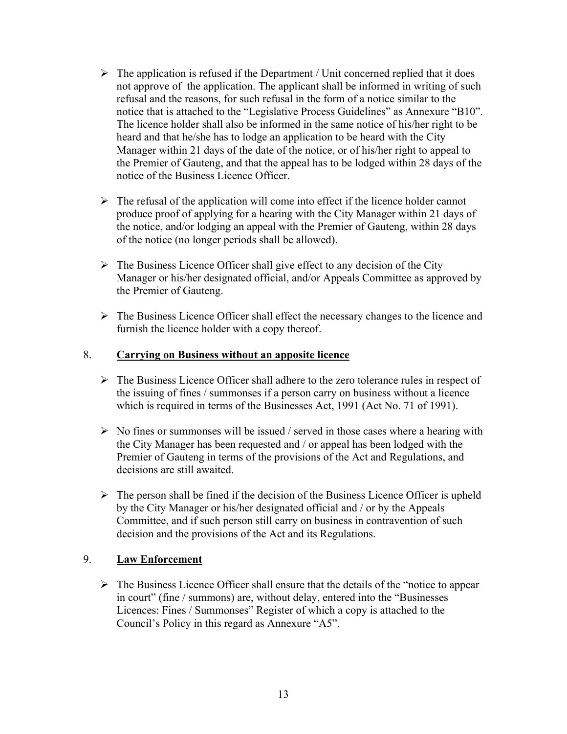- The application is refused if the Department / Unit concerned replied that it does not approve of the application. The applicant shall be informed in writing of such refusal and the reasons, for such refusal in the form of a notice similar to the notice that is attached to the "Legislative Process Guidelines" as Annexure "B10". The licence holder shall also be informed in the same notice of his/her right to be heard and that he/she has to lodge an application to be heard with the City Manager within 21 days of the date of the notice, or of his/her right to appeal to the Premier of Gauteng, and that the appeal has to be lodged within 28 days of the notice of the Business Licence Officer.

- The refusal of the application will come into effect if the licence holder cannot produce proof of applying for a hearing with the City Manager within 21 days of the notice, and/or lodging an appeal with the Premier of Gauteng, within 28 days of the notice (no longer periods shall be allowed).

- The Business Licence Officer shall give effect to any decision of the City Manager or his/her designated official, and/or Appeals Committee as approved by the Premier of Gauteng.

- The Business Licence Officer shall effect the necessary changes to the licence and furnish the licence holder with a copy thereof.

## 8. <u>Carrying on Business without an apposite licence</u>

- The Business Licence Officer shall adhere to the zero tolerance rules in respect of the issuing of fines / summonses if a person carry on business without a licence which is required in terms of the Businesses Act, 1991 (Act No. 71 of 1991).

- No fines or summonses will be issued / served in those cases where a hearing with the City Manager has been requested and / or appeal has been lodged with the Premier of Gauteng in terms of the provisions of the Act and Regulations, and decisions are still awaited.

- The person shall be fined if the decision of the Business Licence Officer is upheld by the City Manager or his/her designated official and / or by the Appeals Committee, and if such person still carry on business in contravention of such decision and the provisions of the Act and its Regulations.

## 9. <u>Law Enforcement</u>

- The Business Licence Officer shall ensure that the details of the "notice to appear in court" (fine / summons) are, without delay, entered into the "Businesses Licences: Fines / Summonses" Register of which a copy is attached to the Council's Policy in this regard as Annexure "A5".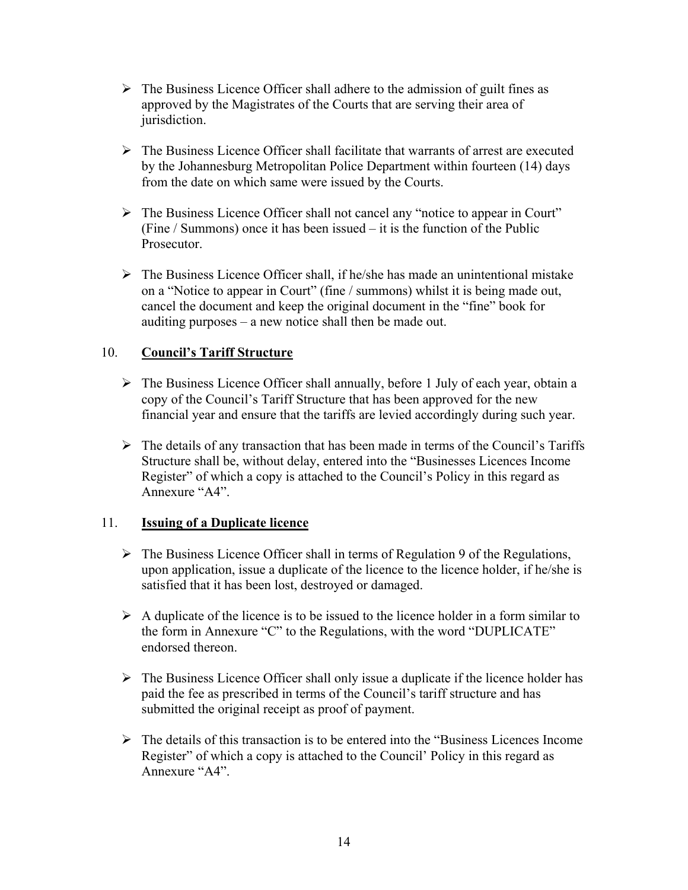- The Business Licence Officer shall adhere to the admission of guilt fines as approved by the Magistrates of the Courts that are serving their area of jurisdiction.

- The Business Licence Officer shall facilitate that warrants of arrest are executed by the Johannesburg Metropolitan Police Department within fourteen (14) days from the date on which same were issued by the Courts.

- The Business Licence Officer shall not cancel any "notice to appear in Court" (Fine / Summons) once it has been issued – it is the function of the Public Prosecutor.

- The Business Licence Officer shall, if he/she has made an unintentional mistake on a "Notice to appear in Court" (fine / summons) whilst it is being made out, cancel the document and keep the original document in the "fine" book for auditing purposes – a new notice shall then be made out.

## 10. <u>Council's Tariff Structure</u>

- The Business Licence Officer shall annually, before 1 July of each year, obtain a copy of the Council's Tariff Structure that has been approved for the new financial year and ensure that the tariffs are levied accordingly during such year.

- The details of any transaction that has been made in terms of the Council's Tariffs Structure shall be, without delay, entered into the "Businesses Licences Income Register" of which a copy is attached to the Council's Policy in this regard as Annexure "A4".

## 11. <u>Issuing of a Duplicate licence</u>

- The Business Licence Officer shall in terms of Regulation 9 of the Regulations, upon application, issue a duplicate of the licence to the licence holder, if he/she is satisfied that it has been lost, destroyed or damaged.

- A duplicate of the licence is to be issued to the licence holder in a form similar to the form in Annexure "C" to the Regulations, with the word "DUPLICATE" endorsed thereon.

- The Business Licence Officer shall only issue a duplicate if the licence holder has paid the fee as prescribed in terms of the Council's tariff structure and has submitted the original receipt as proof of payment.

- The details of this transaction is to be entered into the "Business Licences Income Register" of which a copy is attached to the Council' Policy in this regard as Annexure "A4".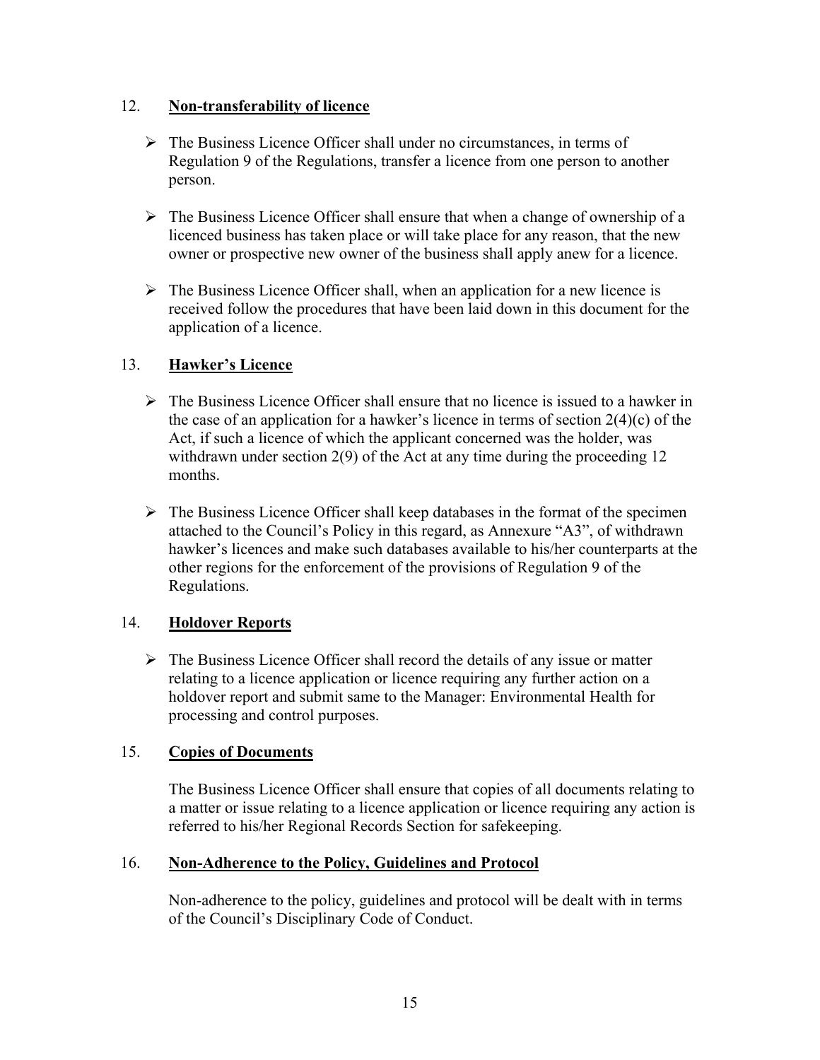## 12. **Non-transferability of licence**

- The Business Licence Officer shall under no circumstances, in terms of Regulation 9 of the Regulations, transfer a licence from one person to another person.
- The Business Licence Officer shall ensure that when a change of ownership of a licenced business has taken place or will take place for any reason, that the new owner or prospective new owner of the business shall apply anew for a licence.
- The Business Licence Officer shall, when an application for a new licence is received follow the procedures that have been laid down in this document for the application of a licence.

## 13. **Hawker's Licence**

- The Business Licence Officer shall ensure that no licence is issued to a hawker in the case of an application for a hawker's licence in terms of section 2(4)(c) of the Act, if such a licence of which the applicant concerned was the holder, was withdrawn under section 2(9) of the Act at any time during the proceeding 12 months.
- The Business Licence Officer shall keep databases in the format of the specimen attached to the Council's Policy in this regard, as Annexure "A3", of withdrawn hawker's licences and make such databases available to his/her counterparts at the other regions for the enforcement of the provisions of Regulation 9 of the Regulations.

## 14. **Holdover Reports**

- The Business Licence Officer shall record the details of any issue or matter relating to a licence application or licence requiring any further action on a holdover report and submit same to the Manager: Environmental Health for processing and control purposes.

## 15. **Copies of Documents**

The Business Licence Officer shall ensure that copies of all documents relating to a matter or issue relating to a licence application or licence requiring any action is referred to his/her Regional Records Section for safekeeping.

## 16. **Non-Adherence to the Policy, Guidelines and Protocol**

Non-adherence to the policy, guidelines and protocol will be dealt with in terms of the Council's Disciplinary Code of Conduct.